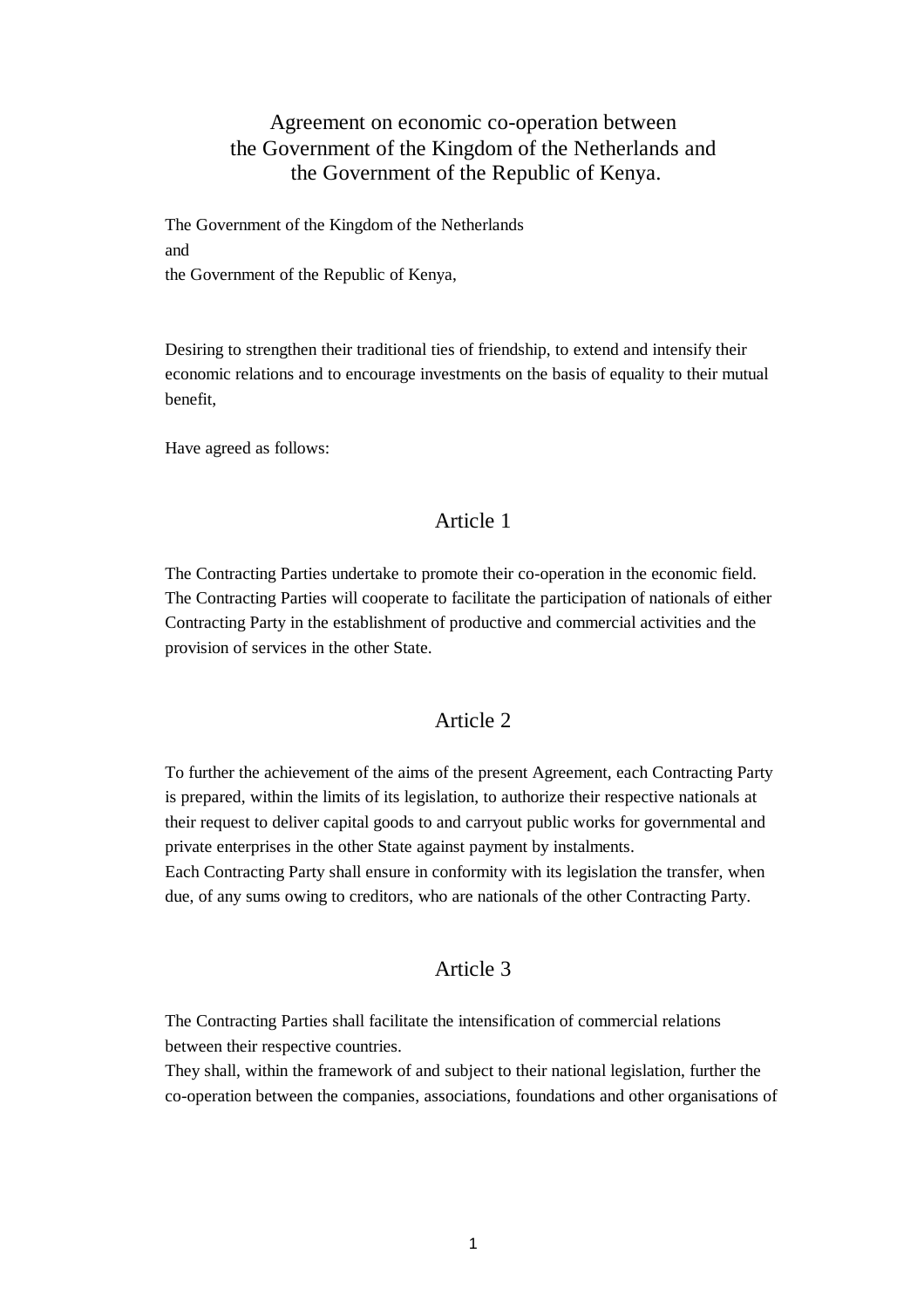# Agreement on economic co-operation between the Government of the Kingdom of the Netherlands and the Government of the Republic of Kenya.

The Government of the Kingdom of the Netherlands

and

the Government of the Republic of Kenya,

Desiring to strengthen their traditional ties of friendship, to extend and intensify their economic relations and to encourage investments on the basis of equality to their mutual benefit,

Have agreed as follows:

## Article 1

The Contracting Parties undertake to promote their co-operation in the economic field.
The Contracting Parties will cooperate to facilitate the participation of nationals of either Contracting Party in the establishment of productive and commercial activities and the provision of services in the other State.

## Article 2

To further the achievement of the aims of the present Agreement, each Contracting Party is prepared, within the limits of its legislation, to authorize their respective nationals at their request to deliver capital goods to and carryout public works for governmental and private enterprises in the other State against payment by instalments.
Each Contracting Party shall ensure in conformity with its legislation the transfer, when due, of any sums owing to creditors, who are nationals of the other Contracting Party.

## Article 3

The Contracting Parties shall facilitate the intensification of commercial relations between their respective countries.
They shall, within the framework of and subject to their national legislation, further the co-operation between the companies, associations, foundations and other organisations of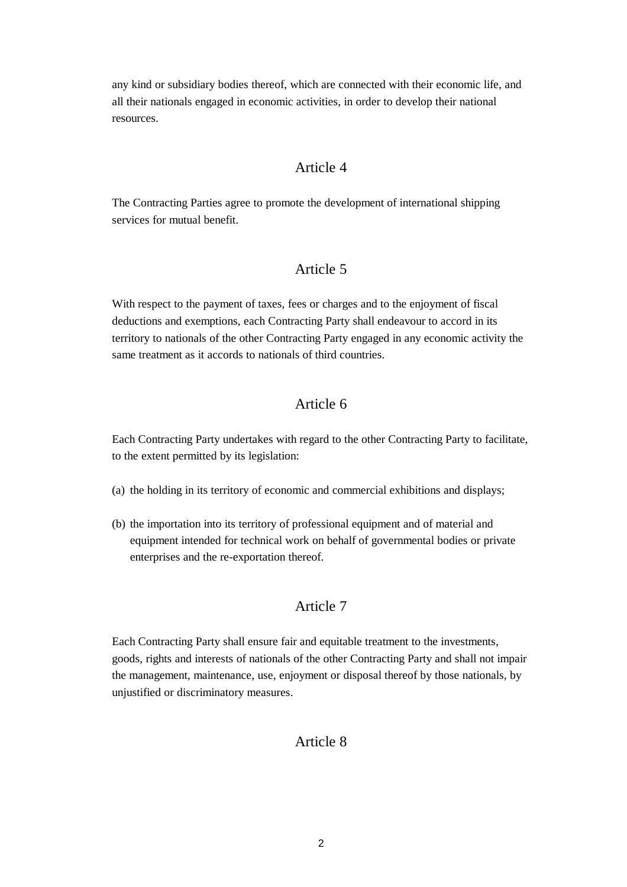any kind or subsidiary bodies thereof, which are connected with their economic life, and all their nationals engaged in economic activities, in order to develop their national resources.

## Article 4

The Contracting Parties agree to promote the development of international shipping services for mutual benefit.

## Article 5

With respect to the payment of taxes, fees or charges and to the enjoyment of fiscal deductions and exemptions, each Contracting Party shall endeavour to accord in its territory to nationals of the other Contracting Party engaged in any economic activity the same treatment as it accords to nationals of third countries.

## Article 6

Each Contracting Party undertakes with regard to the other Contracting Party to facilitate, to the extent permitted by its legislation:

(a) the holding in its territory of economic and commercial exhibitions and displays;

(b) the importation into its territory of professional equipment and of material and equipment intended for technical work on behalf of governmental bodies or private enterprises and the re-exportation thereof.

## Article 7

Each Contracting Party shall ensure fair and equitable treatment to the investments, goods, rights and interests of nationals of the other Contracting Party and shall not impair the management, maintenance, use, enjoyment or disposal thereof by those nationals, by unjustified or discriminatory measures.

## Article 8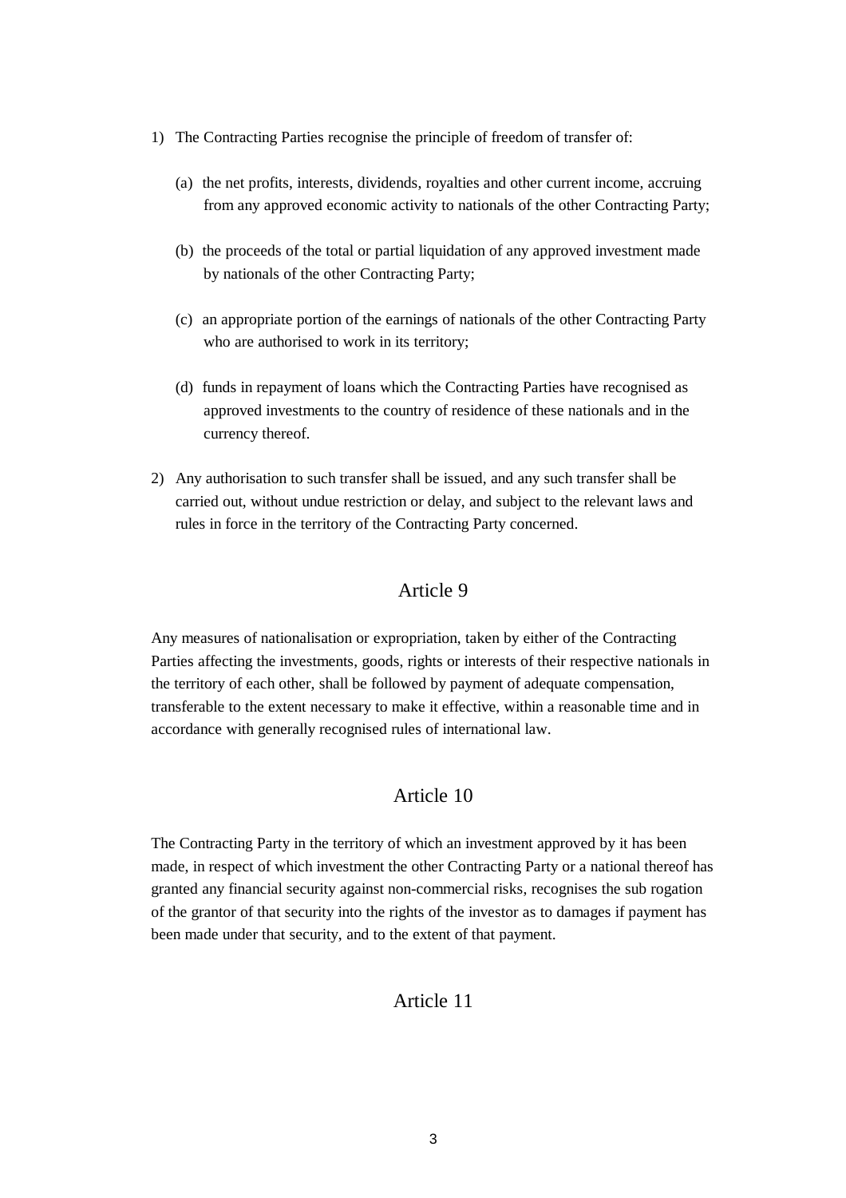1) The Contracting Parties recognise the principle of freedom of transfer of:

   (a) the net profits, interests, dividends, royalties and other current income, accruing from any approved economic activity to nationals of the other Contracting Party;

   (b) the proceeds of the total or partial liquidation of any approved investment made by nationals of the other Contracting Party;

   (c) an appropriate portion of the earnings of nationals of the other Contracting Party who are authorised to work in its territory;

   (d) funds in repayment of loans which the Contracting Parties have recognised as approved investments to the country of residence of these nationals and in the currency thereof.

2) Any authorisation to such transfer shall be issued, and any such transfer shall be carried out, without undue restriction or delay, and subject to the relevant laws and rules in force in the territory of the Contracting Party concerned.

## Article 9

Any measures of nationalisation or expropriation, taken by either of the Contracting Parties affecting the investments, goods, rights or interests of their respective nationals in the territory of each other, shall be followed by payment of adequate compensation, transferable to the extent necessary to make it effective, within a reasonable time and in accordance with generally recognised rules of international law.

## Article 10

The Contracting Party in the territory of which an investment approved by it has been made, in respect of which investment the other Contracting Party or a national thereof has granted any financial security against non-commercial risks, recognises the sub rogation of the grantor of that security into the rights of the investor as to damages if payment has been made under that security, and to the extent of that payment.

## Article 11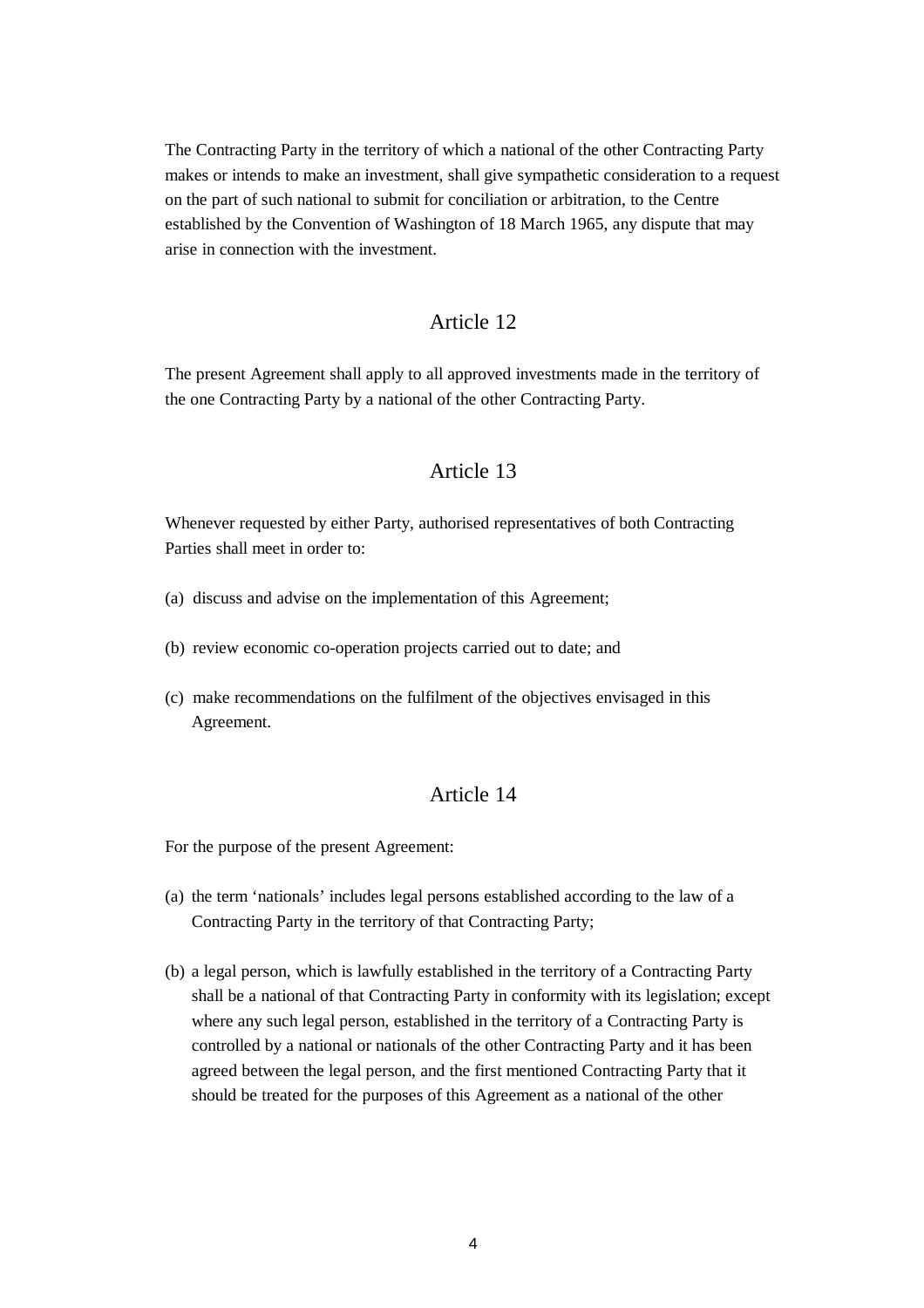The Contracting Party in the territory of which a national of the other Contracting Party makes or intends to make an investment, shall give sympathetic consideration to a request on the part of such national to submit for conciliation or arbitration, to the Centre established by the Convention of Washington of 18 March 1965, any dispute that may arise in connection with the investment.

## Article 12

The present Agreement shall apply to all approved investments made in the territory of the one Contracting Party by a national of the other Contracting Party.

## Article 13

Whenever requested by either Party, authorised representatives of both Contracting Parties shall meet in order to:

(a) discuss and advise on the implementation of this Agreement;

(b) review economic co-operation projects carried out to date; and

(c) make recommendations on the fulfilment of the objectives envisaged in this Agreement.

## Article 14

For the purpose of the present Agreement:

(a) the term 'nationals' includes legal persons established according to the law of a Contracting Party in the territory of that Contracting Party;

(b) a legal person, which is lawfully established in the territory of a Contracting Party shall be a national of that Contracting Party in conformity with its legislation; except where any such legal person, established in the territory of a Contracting Party is controlled by a national or nationals of the other Contracting Party and it has been agreed between the legal person, and the first mentioned Contracting Party that it should be treated for the purposes of this Agreement as a national of the other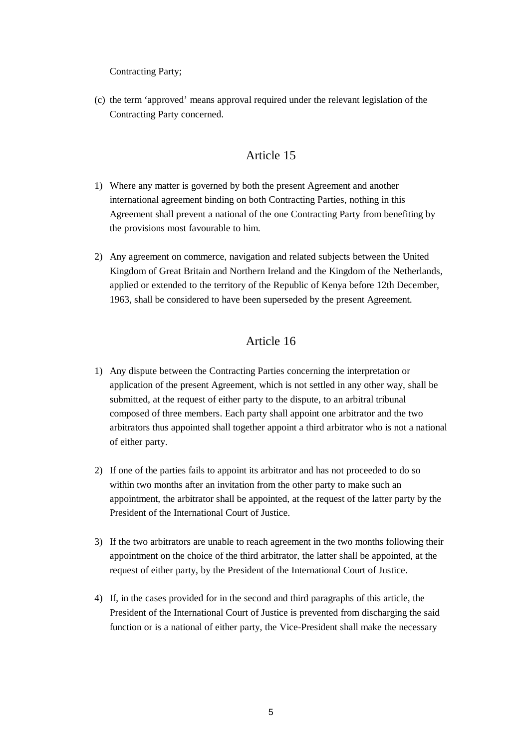Contracting Party;

(c) the term 'approved' means approval required under the relevant legislation of the Contracting Party concerned.

## Article 15

1) Where any matter is governed by both the present Agreement and another international agreement binding on both Contracting Parties, nothing in this Agreement shall prevent a national of the one Contracting Party from benefiting by the provisions most favourable to him.

2) Any agreement on commerce, navigation and related subjects between the United Kingdom of Great Britain and Northern Ireland and the Kingdom of the Netherlands, applied or extended to the territory of the Republic of Kenya before 12th December, 1963, shall be considered to have been superseded by the present Agreement.

## Article 16

1) Any dispute between the Contracting Parties concerning the interpretation or application of the present Agreement, which is not settled in any other way, shall be submitted, at the request of either party to the dispute, to an arbitral tribunal composed of three members. Each party shall appoint one arbitrator and the two arbitrators thus appointed shall together appoint a third arbitrator who is not a national of either party.

2) If one of the parties fails to appoint its arbitrator and has not proceeded to do so within two months after an invitation from the other party to make such an appointment, the arbitrator shall be appointed, at the request of the latter party by the President of the International Court of Justice.

3) If the two arbitrators are unable to reach agreement in the two months following their appointment on the choice of the third arbitrator, the latter shall be appointed, at the request of either party, by the President of the International Court of Justice.

4) If, in the cases provided for in the second and third paragraphs of this article, the President of the International Court of Justice is prevented from discharging the said function or is a national of either party, the Vice-President shall make the necessary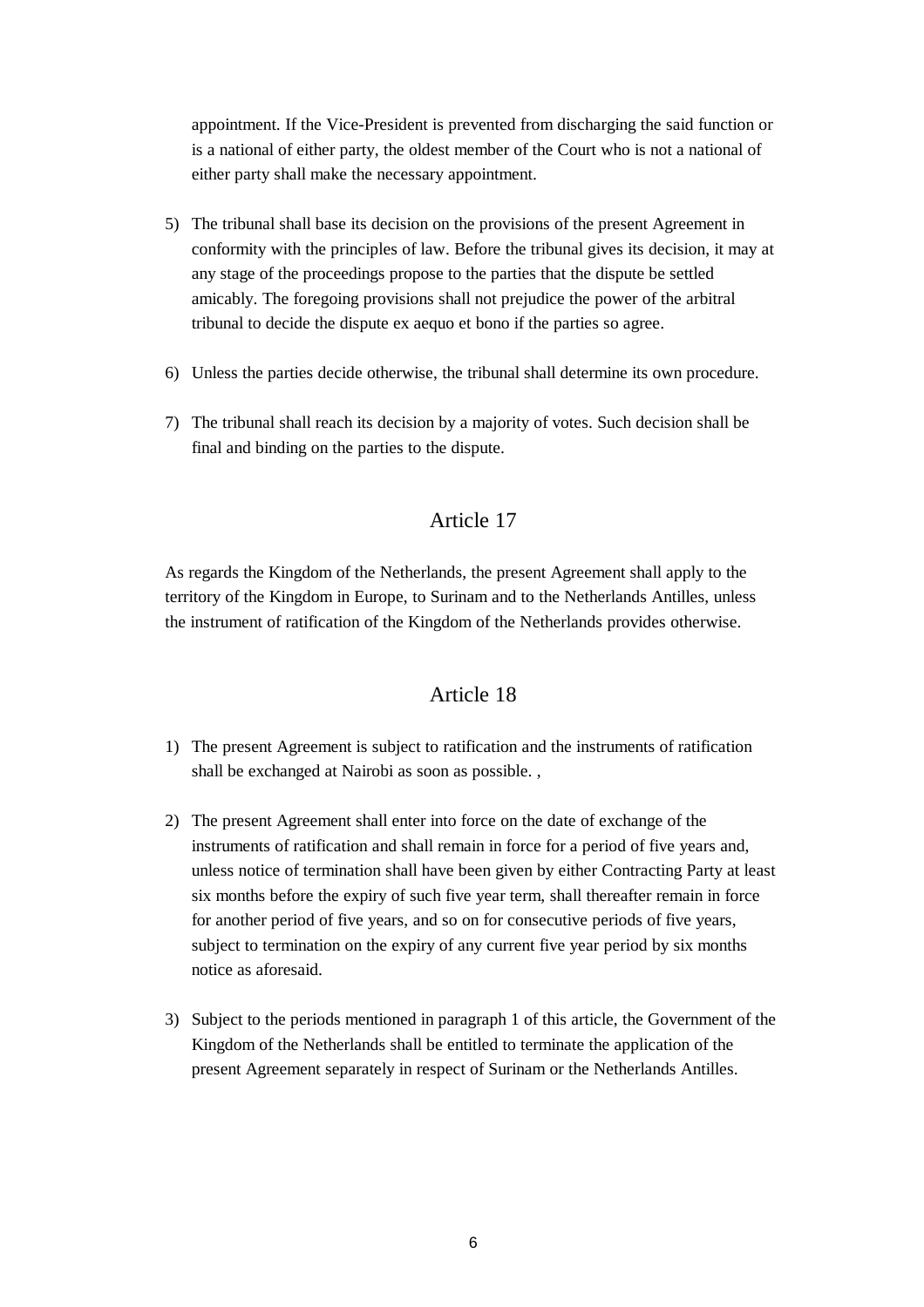appointment. If the Vice-President is prevented from discharging the said function or is a national of either party, the oldest member of the Court who is not a national of either party shall make the necessary appointment.

5) The tribunal shall base its decision on the provisions of the present Agreement in conformity with the principles of law. Before the tribunal gives its decision, it may at any stage of the proceedings propose to the parties that the dispute be settled amicably. The foregoing provisions shall not prejudice the power of the arbitral tribunal to decide the dispute ex aequo et bono if the parties so agree.

6) Unless the parties decide otherwise, the tribunal shall determine its own procedure.

7) The tribunal shall reach its decision by a majority of votes. Such decision shall be final and binding on the parties to the dispute.

## Article 17

As regards the Kingdom of the Netherlands, the present Agreement shall apply to the territory of the Kingdom in Europe, to Surinam and to the Netherlands Antilles, unless the instrument of ratification of the Kingdom of the Netherlands provides otherwise.

## Article 18

1) The present Agreement is subject to ratification and the instruments of ratification shall be exchanged at Nairobi as soon as possible. ,

2) The present Agreement shall enter into force on the date of exchange of the instruments of ratification and shall remain in force for a period of five years and, unless notice of termination shall have been given by either Contracting Party at least six months before the expiry of such five year term, shall thereafter remain in force for another period of five years, and so on for consecutive periods of five years, subject to termination on the expiry of any current five year period by six months notice as aforesaid.

3) Subject to the periods mentioned in paragraph 1 of this article, the Government of the Kingdom of the Netherlands shall be entitled to terminate the application of the present Agreement separately in respect of Surinam or the Netherlands Antilles.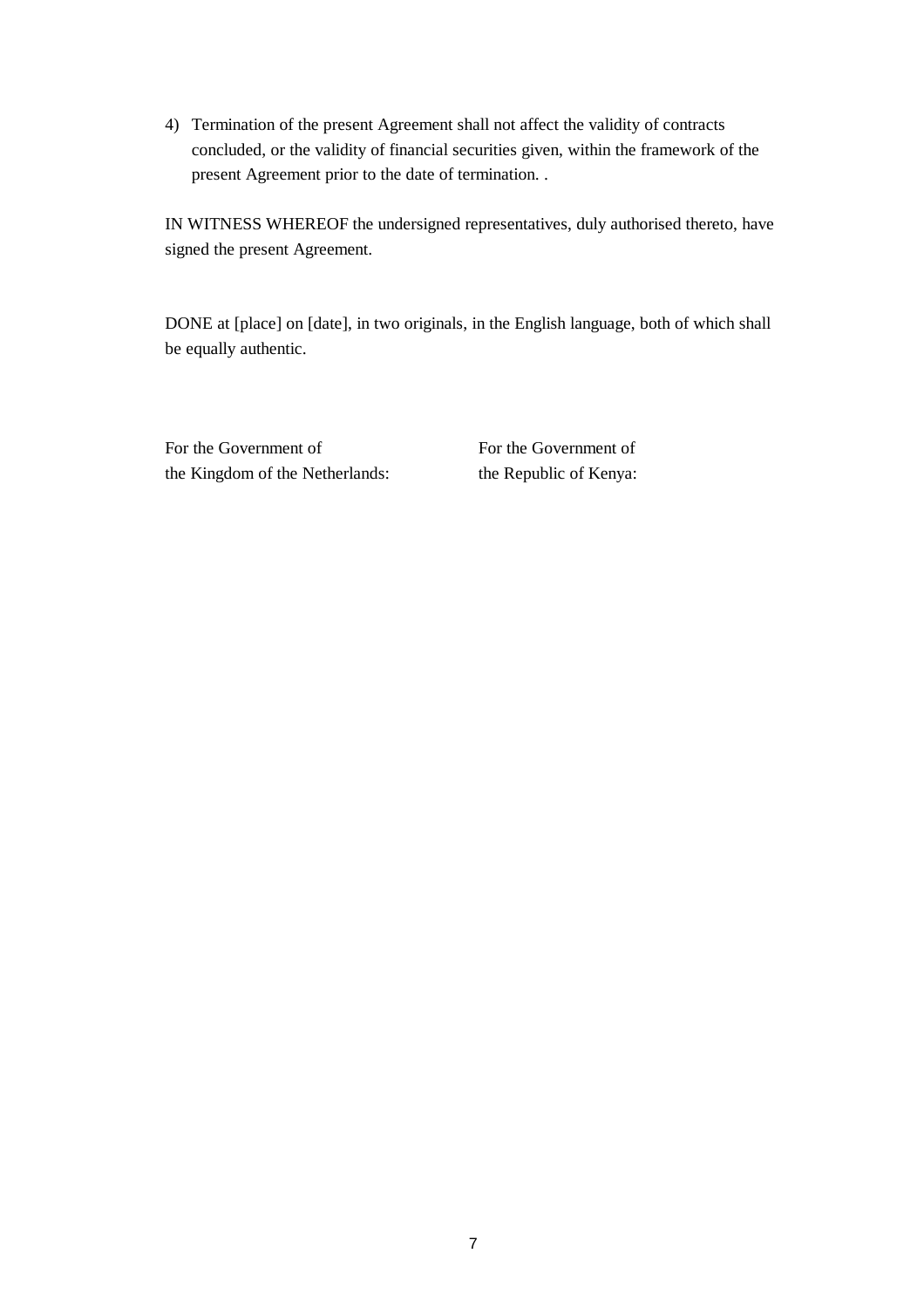4) Termination of the present Agreement shall not affect the validity of contracts concluded, or the validity of financial securities given, within the framework of the present Agreement prior to the date of termination. .

IN WITNESS WHEREOF the undersigned representatives, duly authorised thereto, have signed the present Agreement.

DONE at [place] on [date], in two originals, in the English language, both of which shall be equally authentic.

| | |
|---|---|
| For the Government of the Kingdom of the Netherlands: | For the Government of the Republic of Kenya: |